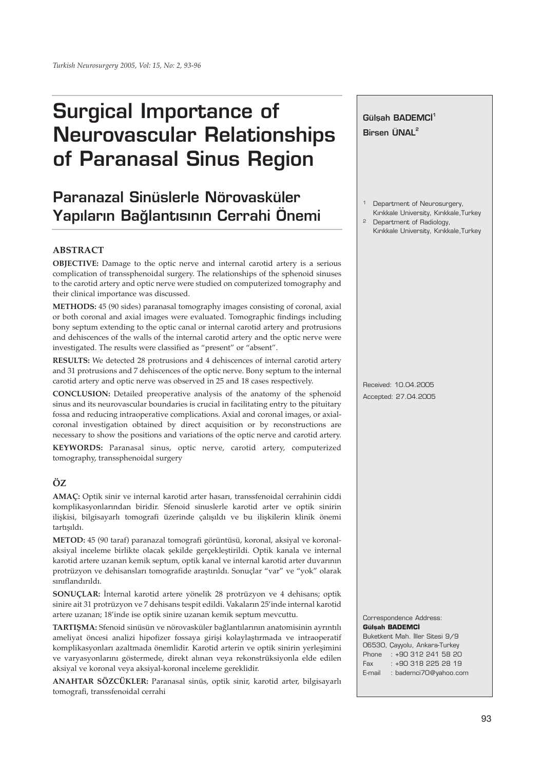# Surgical Importance of Neurovascular Relationships of Paranasal Sinus Region

## Paranazal Sinüslerle Nörovasküler Yapıların Bağlantısının Cerrahi Önemi

Gülşah BADEMCİ[1]
Birsen ÜNAL[2]

[1] Department of Neurosurgery, Kırıkkale University, Kırıkkale,Turkey
[2] Department of Radiology, Kırıkkale University, Kırıkkale,Turkey

Received: 10.04.2005
Accepted: 27.04.2005

Correspondence Address:
**Gülşah BADEMCİ**
Buketkent Mah. İller Sitesi 9/9
06530, Çayyolu, Ankara-Turkey
Phone : +90 312 241 58 20
Fax : +90 318 225 28 19
E-mail : bademci70@yahoo.com

### ABSTRACT

**OBJECTIVE:** Damage to the optic nerve and internal carotid artery is a serious complication of transsphenoidal surgery. The relationships of the sphenoid sinuses to the carotid artery and optic nerve were studied on computerized tomography and their clinical importance was discussed.

**METHODS:** 45 (90 sides) paranasal tomography images consisting of coronal, axial or both coronal and axial images were evaluated. Tomographic findings including bony septum extending to the optic canal or internal carotid artery and protrusions and dehiscences of the walls of the internal carotid artery and the optic nerve were investigated. The results were classified as "present" or "absent".

**RESULTS:** We detected 28 protrusions and 4 dehiscences of internal carotid artery and 31 protrusions and 7 dehiscences of the optic nerve. Bony septum to the internal carotid artery and optic nerve was observed in 25 and 18 cases respectively.

**CONCLUSION:** Detailed preoperative analysis of the anatomy of the sphenoid sinus and its neurovascular boundaries is crucial in facilitating entry to the pituitary fossa and reducing intraoperative complications. Axial and coronal images, or axial-coronal investigation obtained by direct acquisition or by reconstructions are necessary to show the positions and variations of the optic nerve and carotid artery.

**KEYWORDS:** Paranasal sinus, optic nerve, carotid artery, computerized tomography, transsphenoidal surgery

### ÖZ

**AMAÇ:** Optik sinir ve internal karotid arter hasarı, transsfenoidal cerrahinin ciddi komplikasyonlarından biridir. Sfenoid sinuslerle karotid arter ve optik sinirin ilişkisi, bilgisayarlı tomografi üzerinde çalışıldı ve bu ilişkilerin klinik önemi tartışıldı.

**METOD:** 45 (90 taraf) paranazal tomografi görüntüsü, koronal, aksiyal ve koronal-aksiyal inceleme birlikte olacak şekilde gerçekleştirildi. Optik kanala ve internal karotid artere uzanan kemik septum, optik kanal ve internal karotid arter duvarının protrüzyon ve dehisansları tomografide araştırıldı. Sonuçlar "var" ve "yok" olarak sınıflandırıldı.

**SONUÇLAR:** İnternal karotid artere yönelik 28 protrüzyon ve 4 dehisans; optik sinire ait 31 protrüzyon ve 7 dehisans tespit edildi. Vakaların 25'inde internal karotid artere uzanan; 18'inde ise optik sinire uzanan kemik septum mevcuttu.

**TARTIŞMA:** Sfenoid sinüsün ve nörovasküler bağlantılarının anatomisinin ayrıntılı ameliyat öncesi analizi hipofizer fossaya girişi kolaylaştırmada ve intraoperatif komplikasyonları azaltmada önemlidir. Karotid arterin ve optik sinirin yerleşimini ve varyasyonlarını göstermede, direkt alınan veya rekonstrüksiyonla elde edilen aksiyal ve koronal veya aksiyal-koronal inceleme gereklidir.

**ANAHTAR SÖZCÜKLER:** Paranasal sinüs, optik sinir, karotid arter, bilgisayarlı tomografi, transsfenoidal cerrahi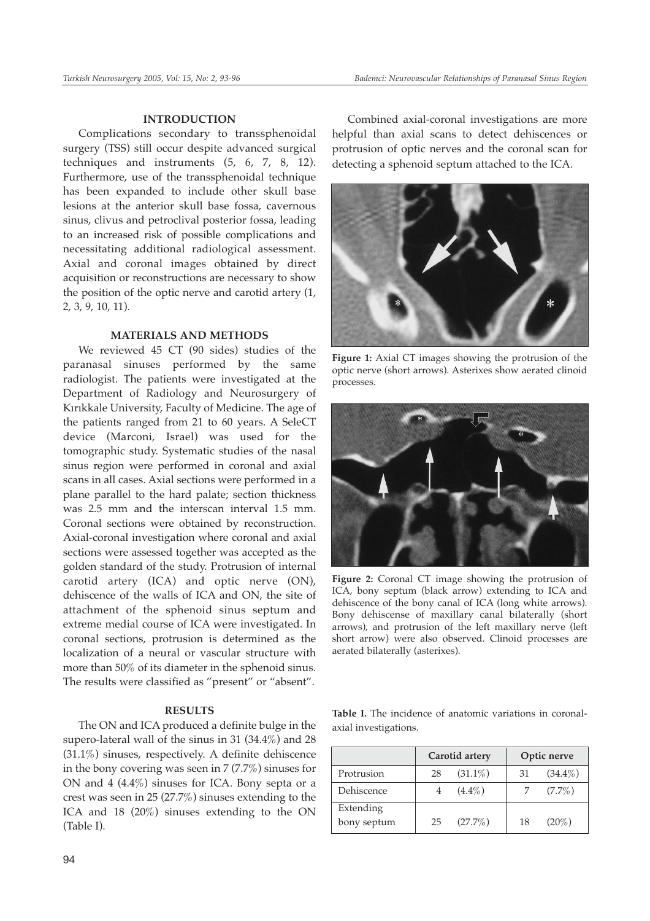## INTRODUCTION

Complications secondary to transsphenoidal surgery (TSS) still occur despite advanced surgical techniques and instruments (5, 6, 7, 8, 12). Furthermore, use of the transsphenoidal technique has been expanded to include other skull base lesions at the anterior skull base fossa, cavernous sinus, clivus and petroclival posterior fossa, leading to an increased risk of possible complications and necessitating additional radiological assessment. Axial and coronal images obtained by direct acquisition or reconstructions are necessary to show the position of the optic nerve and carotid artery (1, 2, 3, 9, 10, 11).

## MATERIALS AND METHODS

We reviewed 45 CT (90 sides) studies of the paranasal sinuses performed by the same radiologist. The patients were investigated at the Department of Radiology and Neurosurgery of Kırıkkale University, Faculty of Medicine. The age of the patients ranged from 21 to 60 years. A SeleCT device (Marconi, Israel) was used for the tomographic study. Systematic studies of the nasal sinus region were performed in coronal and axial scans in all cases. Axial sections were performed in a plane parallel to the hard palate; section thickness was 2.5 mm and the interscan interval 1.5 mm. Coronal sections were obtained by reconstruction. Axial-coronal investigation where coronal and axial sections were assessed together was accepted as the golden standard of the study. Protrusion of internal carotid artery (ICA) and optic nerve (ON), dehiscence of the walls of ICA and ON, the site of attachment of the sphenoid sinus septum and extreme medial course of ICA were investigated. In coronal sections, protrusion is determined as the localization of a neural or vascular structure with more than 50% of its diameter in the sphenoid sinus. The results were classified as "present" or "absent".

## RESULTS

The ON and ICA produced a definite bulge in the supero-lateral wall of the sinus in 31 (34.4%) and 28 (31.1%) sinuses, respectively. A definite dehiscence in the bony covering was seen in 7 (7.7%) sinuses for ON and 4 (4.4%) sinuses for ICA. Bony septa or a crest was seen in 25 (27.7%) sinuses extending to the ICA and 18 (20%) sinuses extending to the ON (Table I).

Combined axial-coronal investigations are more helpful than axial scans to detect dehiscences or protrusion of optic nerves and the coronal scan for detecting a sphenoid septum attached to the ICA.

**Figure 1:** Axial CT images showing the protrusion of the optic nerve (short arrows). Asterixes show aerated clinoid processes.

**Figure 2:** Coronal CT image showing the protrusion of ICA, bony septum (black arrow) extending to ICA and dehiscence of the bony canal of ICA (long white arrows). Bony dehiscense of maxillary canal bilaterally (short arrows), and protrusion of the left maxillary nerve (left short arrow) were also observed. Clinoid processes are aerated bilaterally (asterixes).

**Table I.** The incidence of anatomic variations in coronal-axial investigations.

| | Carotid artery | | Optic nerve | |
|---|---|---|---|---|
| Protrusion | 28 | (31.1%) | 31 | (34.4%) |
| Dehiscence | 4 | (4.4%) | 7 | (7.7%) |
| Extending bony septum | 25 | (27.7%) | 18 | (20%) |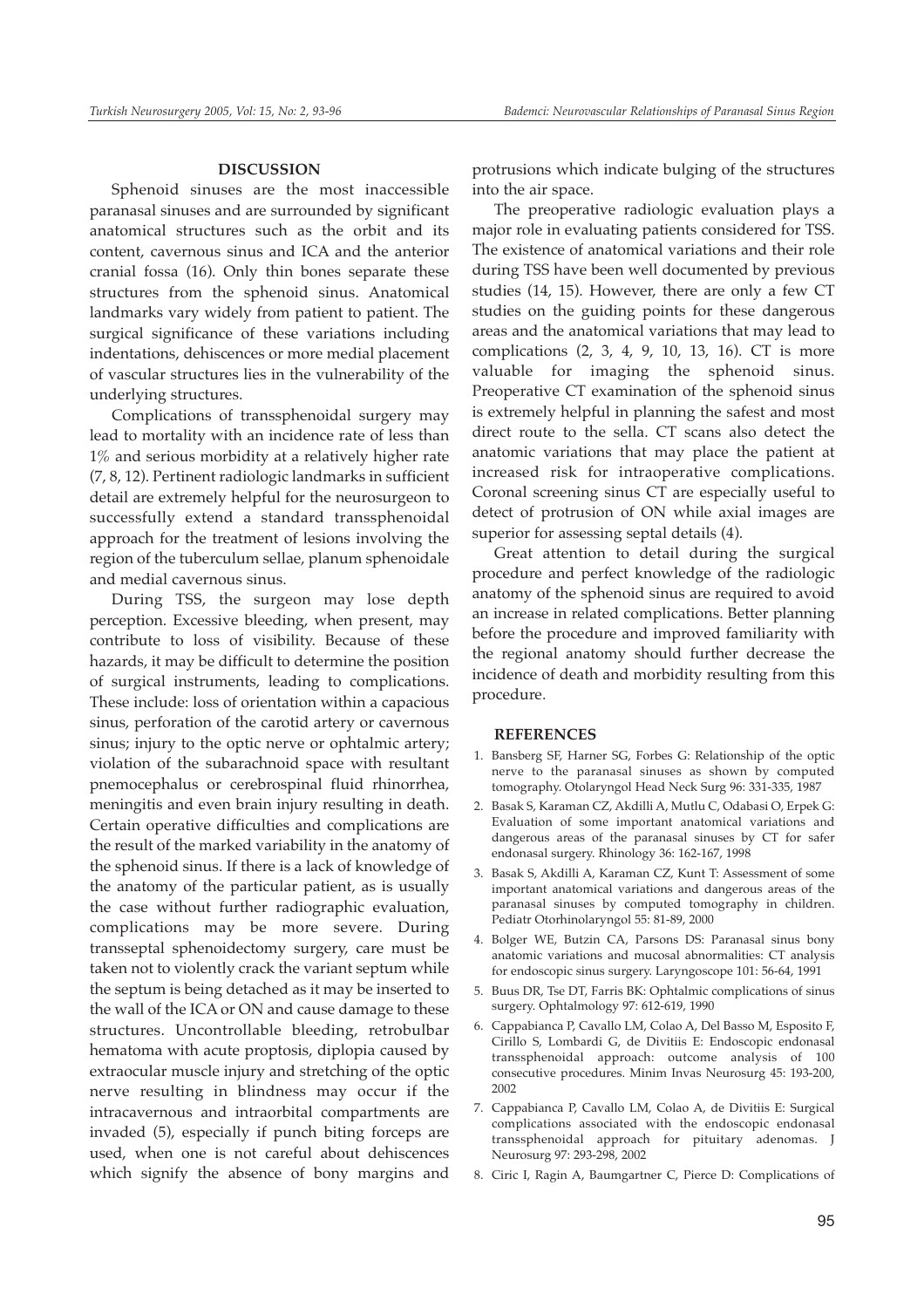## DISCUSSION

Sphenoid sinuses are the most inaccessible paranasal sinuses and are surrounded by significant anatomical structures such as the orbit and its content, cavernous sinus and ICA and the anterior cranial fossa (16). Only thin bones separate these structures from the sphenoid sinus. Anatomical landmarks vary widely from patient to patient. The surgical significance of these variations including indentations, dehiscences or more medial placement of vascular structures lies in the vulnerability of the underlying structures.

Complications of transsphenoidal surgery may lead to mortality with an incidence rate of less than 1% and serious morbidity at a relatively higher rate (7, 8, 12). Pertinent radiologic landmarks in sufficient detail are extremely helpful for the neurosurgeon to successfully extend a standard transsphenoidal approach for the treatment of lesions involving the region of the tuberculum sellae, planum sphenoidale and medial cavernous sinus.

During TSS, the surgeon may lose depth perception. Excessive bleeding, when present, may contribute to loss of visibility. Because of these hazards, it may be difficult to determine the position of surgical instruments, leading to complications. These include: loss of orientation within a capacious sinus, perforation of the carotid artery or cavernous sinus; injury to the optic nerve or ophtalmic artery; violation of the subarachnoid space with resultant pnemocephalus or cerebrospinal fluid rhinorrhea, meningitis and even brain injury resulting in death. Certain operative difficulties and complications are the result of the marked variability in the anatomy of the sphenoid sinus. If there is a lack of knowledge of the anatomy of the particular patient, as is usually the case without further radiographic evaluation, complications may be more severe. During transseptal sphenoidectomy surgery, care must be taken not to violently crack the variant septum while the septum is being detached as it may be inserted to the wall of the ICA or ON and cause damage to these structures. Uncontrollable bleeding, retrobulbar hematoma with acute proptosis, diplopia caused by extraocular muscle injury and stretching of the optic nerve resulting in blindness may occur if the intracavernous and intraorbital compartments are invaded (5), especially if punch biting forceps are used, when one is not careful about dehiscences which signify the absence of bony margins and protrusions which indicate bulging of the structures into the air space.

The preoperative radiologic evaluation plays a major role in evaluating patients considered for TSS. The existence of anatomical variations and their role during TSS have been well documented by previous studies (14, 15). However, there are only a few CT studies on the guiding points for these dangerous areas and the anatomical variations that may lead to complications (2, 3, 4, 9, 10, 13, 16). CT is more valuable for imaging the sphenoid sinus. Preoperative CT examination of the sphenoid sinus is extremely helpful in planning the safest and most direct route to the sella. CT scans also detect the anatomic variations that may place the patient at increased risk for intraoperative complications. Coronal screening sinus CT are especially useful to detect of protrusion of ON while axial images are superior for assessing septal details (4).

Great attention to detail during the surgical procedure and perfect knowledge of the radiologic anatomy of the sphenoid sinus are required to avoid an increase in related complications. Better planning before the procedure and improved familiarity with the regional anatomy should further decrease the incidence of death and morbidity resulting from this procedure.

## REFERENCES

1. Bansberg SF, Harner SG, Forbes G: Relationship of the optic nerve to the paranasal sinuses as shown by computed tomography. Otolaryngol Head Neck Surg 96: 331-335, 1987
2. Basak S, Karaman CZ, Akdilli A, Mutlu C, Odabasi O, Erpek G: Evaluation of some important anatomical variations and dangerous areas of the paranasal sinuses by CT for safer endonasal surgery. Rhinology 36: 162-167, 1998
3. Basak S, Akdilli A, Karaman CZ, Kunt T: Assessment of some important anatomical variations and dangerous areas of the paranasal sinuses by computed tomography in children. Pediatr Otorhinolaryngol 55: 81-89, 2000
4. Bolger WE, Butzin CA, Parsons DS: Paranasal sinus bony anatomic variations and mucosal abnormalities: CT analysis for endoscopic sinus surgery. Laryngoscope 101: 56-64, 1991
5. Buus DR, Tse DT, Farris BK: Ophtalmic complications of sinus surgery. Ophtalmology 97: 612-619, 1990
6. Cappabianca P, Cavallo LM, Colao A, Del Basso M, Esposito F, Cirillo S, Lombardi G, de Divitiis E: Endoscopic endonasal transsphenoidal approach: outcome analysis of 100 consecutive procedures. Minim Invas Neurosurg 45: 193-200, 2002
7. Cappabianca P, Cavallo LM, Colao A, de Divitiis E: Surgical complications associated with the endoscopic endonasal transsphenoidal approach for pituitary adenomas. J Neurosurg 97: 293-298, 2002
8. Ciric I, Ragin A, Baumgartner C, Pierce D: Complications of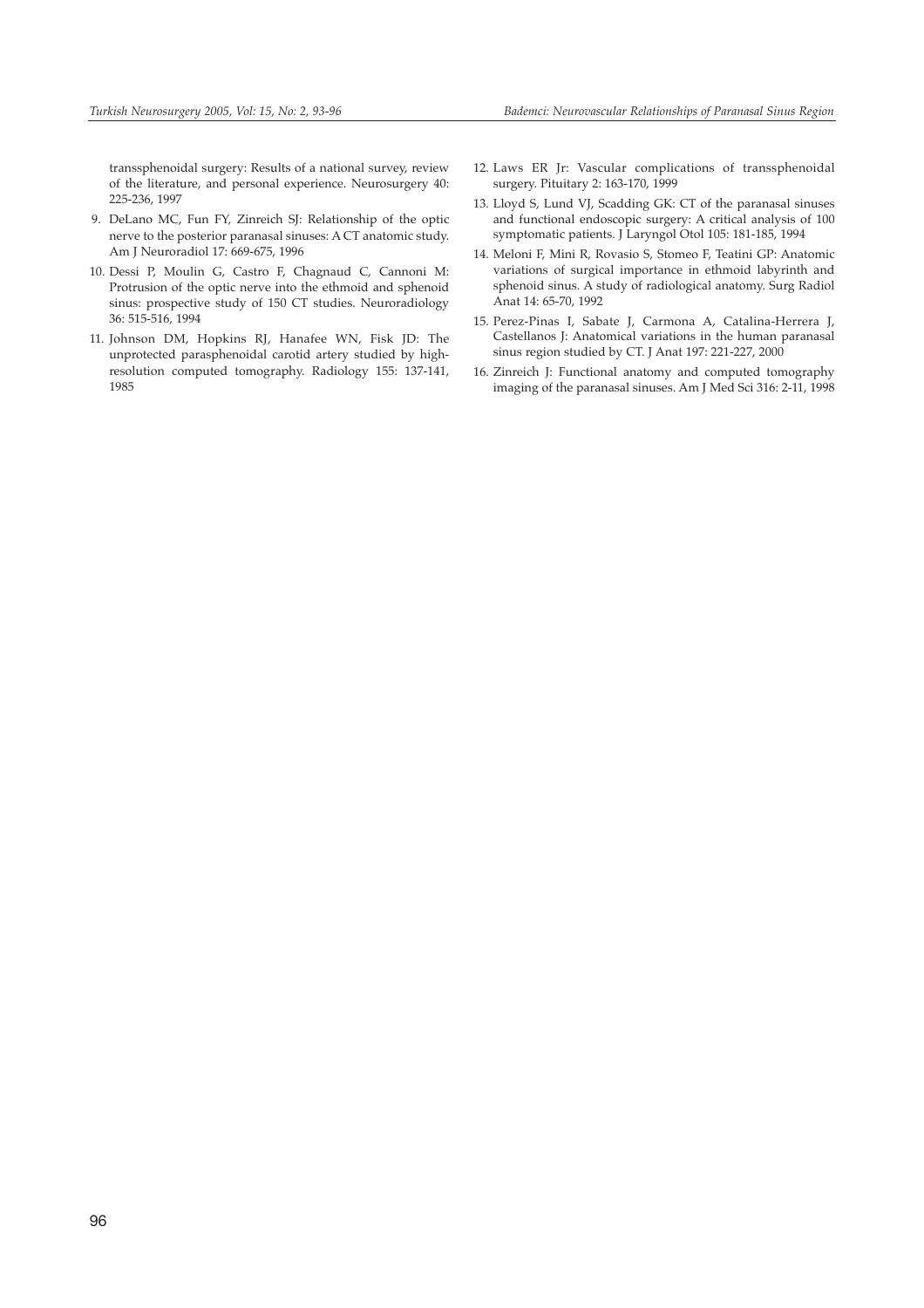transsphenoidal surgery: Results of a national survey, review of the literature, and personal experience. Neurosurgery 40: 225-236, 1997

9. DeLano MC, Fun FY, Zinreich SJ: Relationship of the optic nerve to the posterior paranasal sinuses: A CT anatomic study. Am J Neuroradiol 17: 669-675, 1996
10. Dessi P, Moulin G, Castro F, Chagnaud C, Cannoni M: Protrusion of the optic nerve into the ethmoid and sphenoid sinus: prospective study of 150 CT studies. Neuroradiology 36: 515-516, 1994
11. Johnson DM, Hopkins RJ, Hanafee WN, Fisk JD: The unprotected parasphenoidal carotid artery studied by high-resolution computed tomography. Radiology 155: 137-141, 1985
12. Laws ER Jr: Vascular complications of transsphenoidal surgery. Pituitary 2: 163-170, 1999
13. Lloyd S, Lund VJ, Scadding GK: CT of the paranasal sinuses and functional endoscopic surgery: A critical analysis of 100 symptomatic patients. J Laryngol Otol 105: 181-185, 1994
14. Meloni F, Mini R, Rovasio S, Stomeo F, Teatini GP: Anatomic variations of surgical importance in ethmoid labyrinth and sphenoid sinus. A study of radiological anatomy. Surg Radiol Anat 14: 65-70, 1992
15. Perez-Pinas I, Sabate J, Carmona A, Catalina-Herrera J, Castellanos J: Anatomical variations in the human paranasal sinus region studied by CT. J Anat 197: 221-227, 2000
16. Zinreich J: Functional anatomy and computed tomography imaging of the paranasal sinuses. Am J Med Sci 316: 2-11, 1998